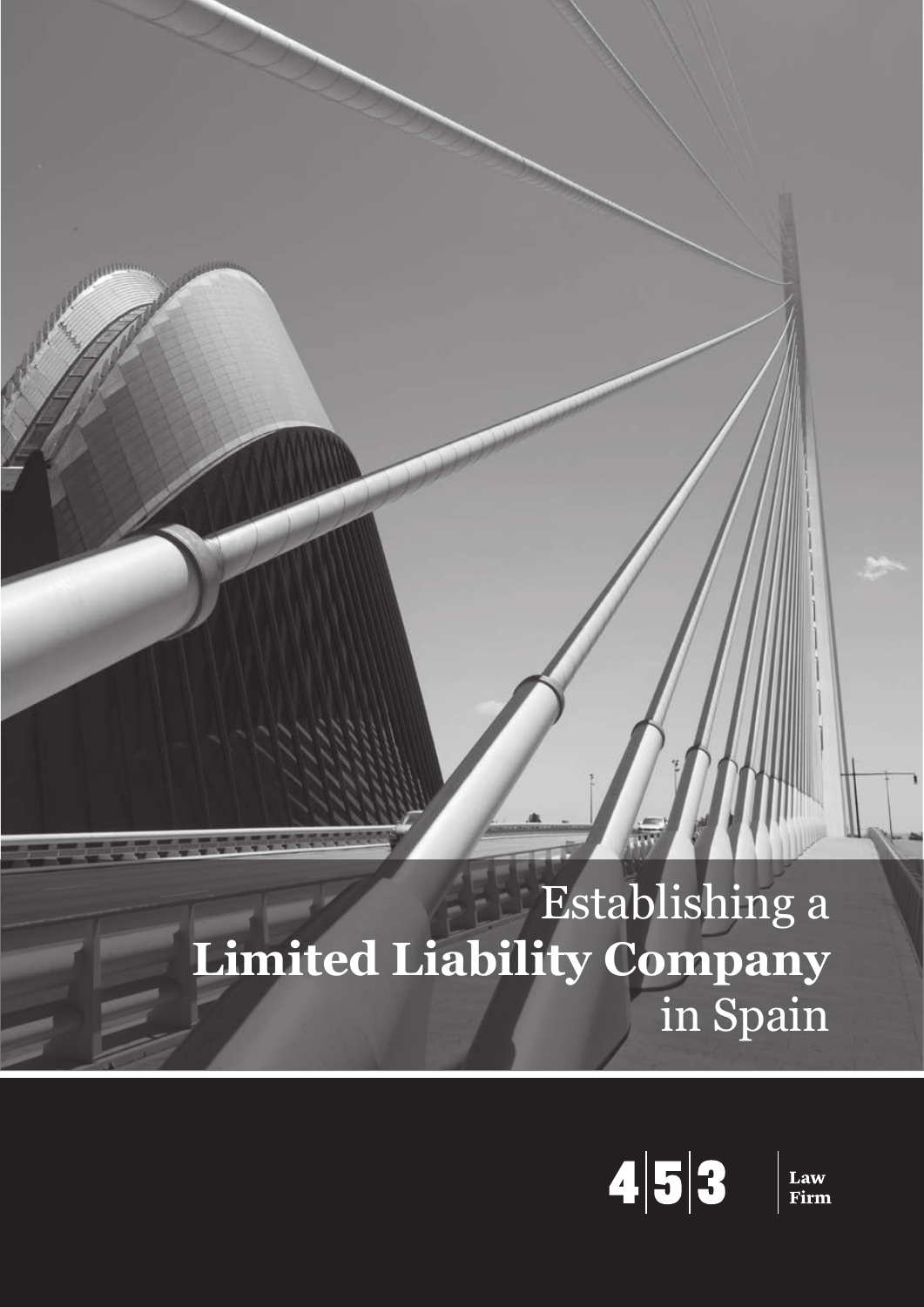# Establishing a **Limited Liability Company** in Spain

4|5|3 Law Firm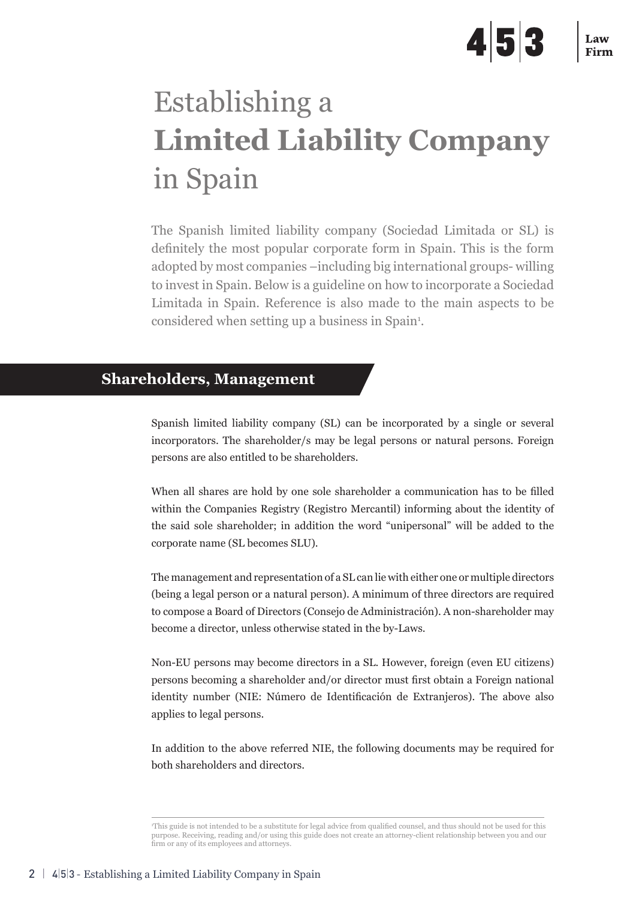# Establishing a **Limited Liability Company** in Spain

The Spanish limited liability company (Sociedad Limitada or SL) is definitely the most popular corporate form in Spain. This is the form adopted by most companies –including big international groups- willing to invest in Spain. Below is a guideline on how to incorporate a Sociedad Limitada in Spain. Reference is also made to the main aspects to be considered when setting up a business in Spain[1].

## Shareholders, Management

Spanish limited liability company (SL) can be incorporated by a single or several incorporators. The shareholder/s may be legal persons or natural persons. Foreign persons are also entitled to be shareholders.

When all shares are hold by one sole shareholder a communication has to be filled within the Companies Registry (Registro Mercantil) informing about the identity of the said sole shareholder; in addition the word "unipersonal" will be added to the corporate name (SL becomes SLU).

The management and representation of a SL can lie with either one or multiple directors (being a legal person or a natural person). A minimum of three directors are required to compose a Board of Directors (Consejo de Administración). A non-shareholder may become a director, unless otherwise stated in the by-Laws.

Non-EU persons may become directors in a SL. However, foreign (even EU citizens) persons becoming a shareholder and/or director must first obtain a Foreign national identity number (NIE: Número de Identificación de Extranjeros). The above also applies to legal persons.

In addition to the above referred NIE, the following documents may be required for both shareholders and directors.

---

[1] This guide is not intended to be a substitute for legal advice from qualified counsel, and thus should not be used for this purpose. Receiving, reading and/or using this guide does not create an attorney-client relationship between you and our firm or any of its employees and attorneys.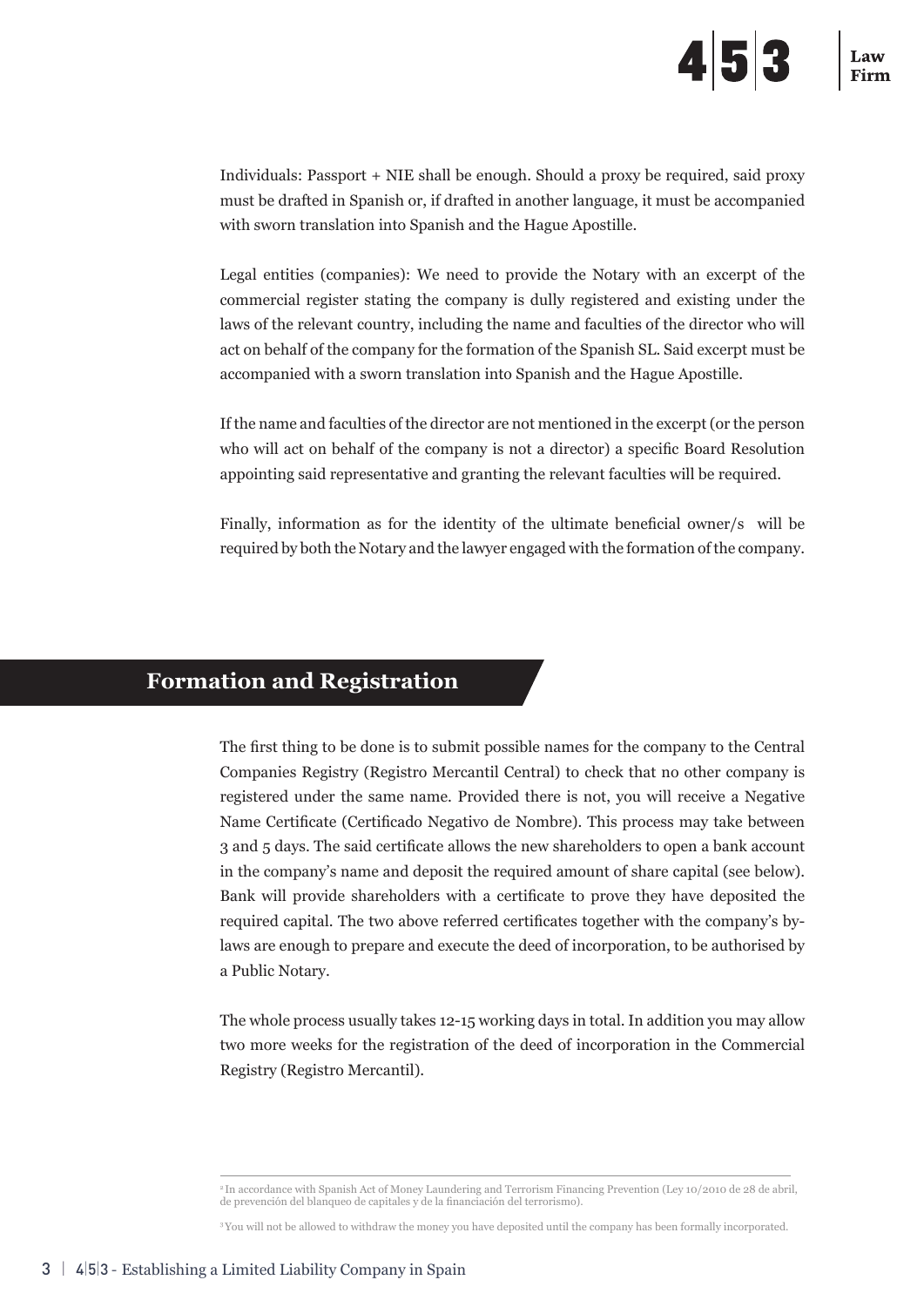Individuals: Passport + NIE shall be enough. Should a proxy be required, said proxy must be drafted in Spanish or, if drafted in another language, it must be accompanied with sworn translation into Spanish and the Hague Apostille.

Legal entities (companies): We need to provide the Notary with an excerpt of the commercial register stating the company is dully registered and existing under the laws of the relevant country, including the name and faculties of the director who will act on behalf of the company for the formation of the Spanish SL. Said excerpt must be accompanied with a sworn translation into Spanish and the Hague Apostille.

If the name and faculties of the director are not mentioned in the excerpt (or the person who will act on behalf of the company is not a director) a specific Board Resolution appointing said representative and granting the relevant faculties will be required.

Finally, information as for the identity of the ultimate beneficial owner/s will be required by both the Notary and the lawyer engaged with the formation of the company.

## Formation and Registration

The first thing to be done is to submit possible names for the company to the Central Companies Registry (Registro Mercantil Central) to check that no other company is registered under the same name. Provided there is not, you will receive a Negative Name Certificate (Certificado Negativo de Nombre). This process may take between 3 and 5 days. The said certificate allows the new shareholders to open a bank account in the company's name and deposit the required amount of share capital (see below). Bank will provide shareholders with a certificate to prove they have deposited the required capital. The two above referred certificates together with the company's by-laws are enough to prepare and execute the deed of incorporation, to be authorised by a Public Notary.

The whole process usually takes 12-15 working days in total. In addition you may allow two more weeks for the registration of the deed of incorporation in the Commercial Registry (Registro Mercantil).

---

[2] In accordance with Spanish Act of Money Laundering and Terrorism Financing Prevention (Ley 10/2010 de 28 de abril, de prevención del blanqueo de capitales y de la financiación del terrorismo).

[3] You will not be allowed to withdraw the money you have deposited until the company has been formally incorporated.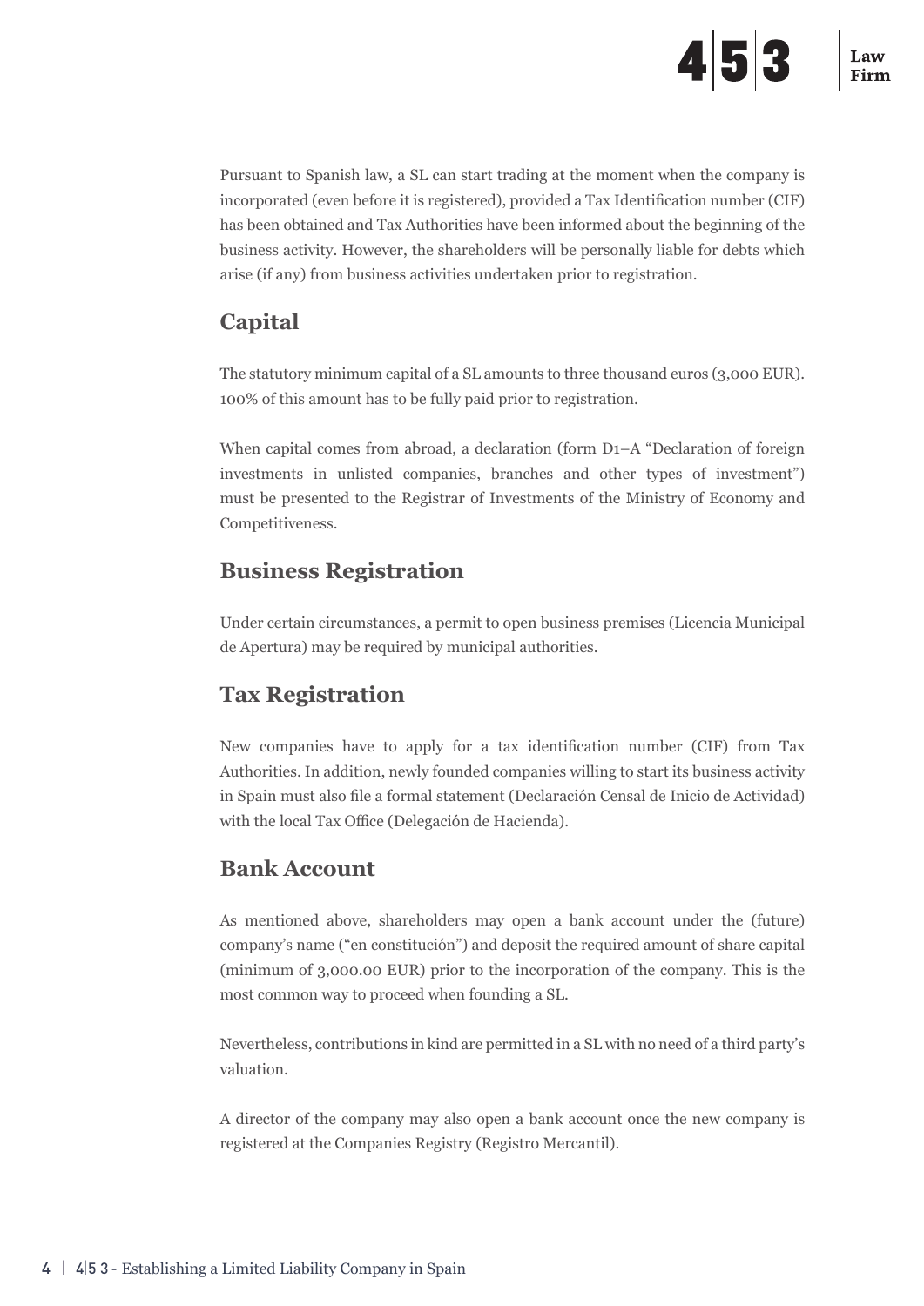Pursuant to Spanish law, a SL can start trading at the moment when the company is incorporated (even before it is registered), provided a Tax Identification number (CIF) has been obtained and Tax Authorities have been informed about the beginning of the business activity. However, the shareholders will be personally liable for debts which arise (if any) from business activities undertaken prior to registration.

## Capital

The statutory minimum capital of a SL amounts to three thousand euros (3,000 EUR). 100% of this amount has to be fully paid prior to registration.

When capital comes from abroad, a declaration (form D1–A "Declaration of foreign investments in unlisted companies, branches and other types of investment") must be presented to the Registrar of Investments of the Ministry of Economy and Competitiveness.

## Business Registration

Under certain circumstances, a permit to open business premises (Licencia Municipal de Apertura) may be required by municipal authorities.

## Tax Registration

New companies have to apply for a tax identification number (CIF) from Tax Authorities. In addition, newly founded companies willing to start its business activity in Spain must also file a formal statement (Declaración Censal de Inicio de Actividad) with the local Tax Office (Delegación de Hacienda).

## Bank Account

As mentioned above, shareholders may open a bank account under the (future) company's name ("en constitución") and deposit the required amount of share capital (minimum of 3,000.00 EUR) prior to the incorporation of the company. This is the most common way to proceed when founding a SL.

Nevertheless, contributions in kind are permitted in a SL with no need of a third party's valuation.

A director of the company may also open a bank account once the new company is registered at the Companies Registry (Registro Mercantil).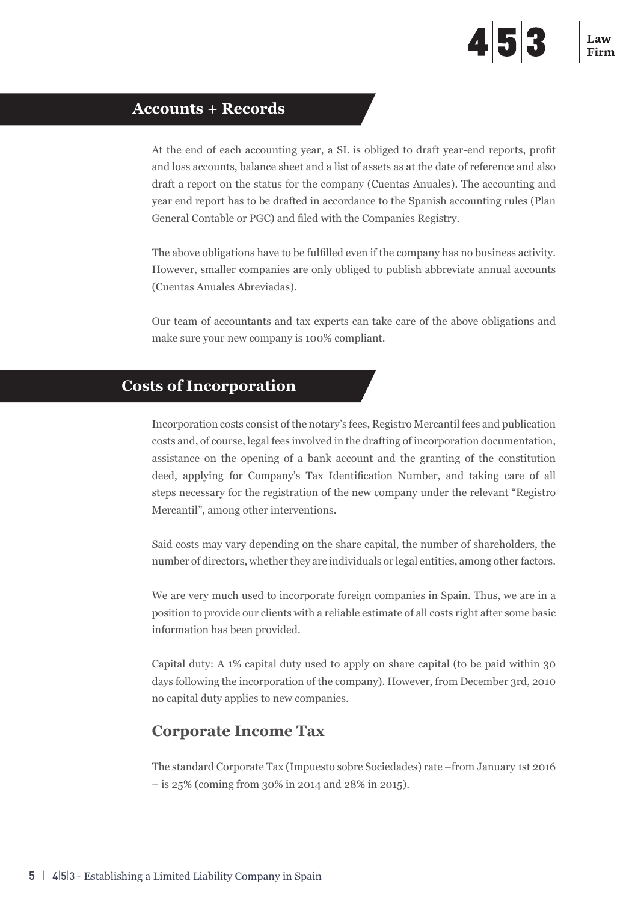## Accounts + Records

At the end of each accounting year, a SL is obliged to draft year-end reports, profit and loss accounts, balance sheet and a list of assets as at the date of reference and also draft a report on the status for the company (Cuentas Anuales). The accounting and year end report has to be drafted in accordance to the Spanish accounting rules (Plan General Contable or PGC) and filed with the Companies Registry.

The above obligations have to be fulfilled even if the company has no business activity. However, smaller companies are only obliged to publish abbreviate annual accounts (Cuentas Anuales Abreviadas).

Our team of accountants and tax experts can take care of the above obligations and make sure your new company is 100% compliant.

## Costs of Incorporation

Incorporation costs consist of the notary's fees, Registro Mercantil fees and publication costs and, of course, legal fees involved in the drafting of incorporation documentation, assistance on the opening of a bank account and the granting of the constitution deed, applying for Company's Tax Identification Number, and taking care of all steps necessary for the registration of the new company under the relevant "Registro Mercantil", among other interventions.

Said costs may vary depending on the share capital, the number of shareholders, the number of directors, whether they are individuals or legal entities, among other factors.

We are very much used to incorporate foreign companies in Spain. Thus, we are in a position to provide our clients with a reliable estimate of all costs right after some basic information has been provided.

Capital duty: A 1% capital duty used to apply on share capital (to be paid within 30 days following the incorporation of the company). However, from December 3rd, 2010 no capital duty applies to new companies.

### Corporate Income Tax

The standard Corporate Tax (Impuesto sobre Sociedades) rate –from January 1st 2016 – is 25% (coming from 30% in 2014 and 28% in 2015).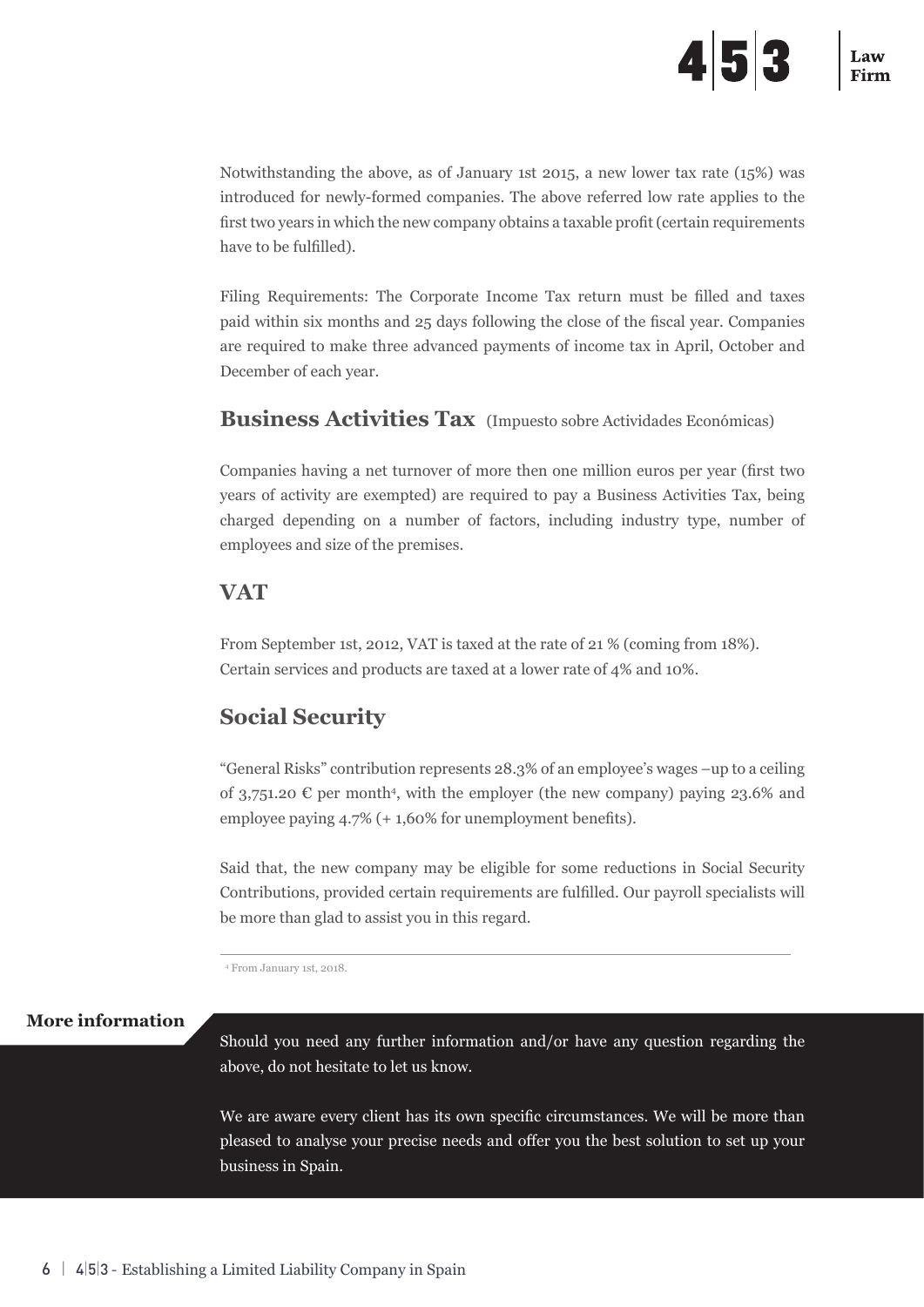Notwithstanding the above, as of January 1st 2015, a new lower tax rate (15%) was introduced for newly-formed companies. The above referred low rate applies to the first two years in which the new company obtains a taxable profit (certain requirements have to be fulfilled).

Filing Requirements: The Corporate Income Tax return must be filled and taxes paid within six months and 25 days following the close of the fiscal year. Companies are required to make three advanced payments of income tax in April, October and December of each year.

## Business Activities Tax (Impuesto sobre Actividades Económicas)

Companies having a net turnover of more then one million euros per year (first two years of activity are exempted) are required to pay a Business Activities Tax, being charged depending on a number of factors, including industry type, number of employees and size of the premises.

## VAT

From September 1st, 2012, VAT is taxed at the rate of 21 % (coming from 18%). Certain services and products are taxed at a lower rate of 4% and 10%.

## Social Security

"General Risks" contribution represents 28.3% of an employee's wages –up to a ceiling of 3,751.20 € per month[4], with the employer (the new company) paying 23.6% and employee paying 4.7% (+ 1,60% for unemployment benefits).

Said that, the new company may be eligible for some reductions in Social Security Contributions, provided certain requirements are fulfilled. Our payroll specialists will be more than glad to assist you in this regard.

---

[4] From January 1st, 2018.

**More information**

Should you need any further information and/or have any question regarding the above, do not hesitate to let us know.

We are aware every client has its own specific circumstances. We will be more than pleased to analyse your precise needs and offer you the best solution to set up your business in Spain.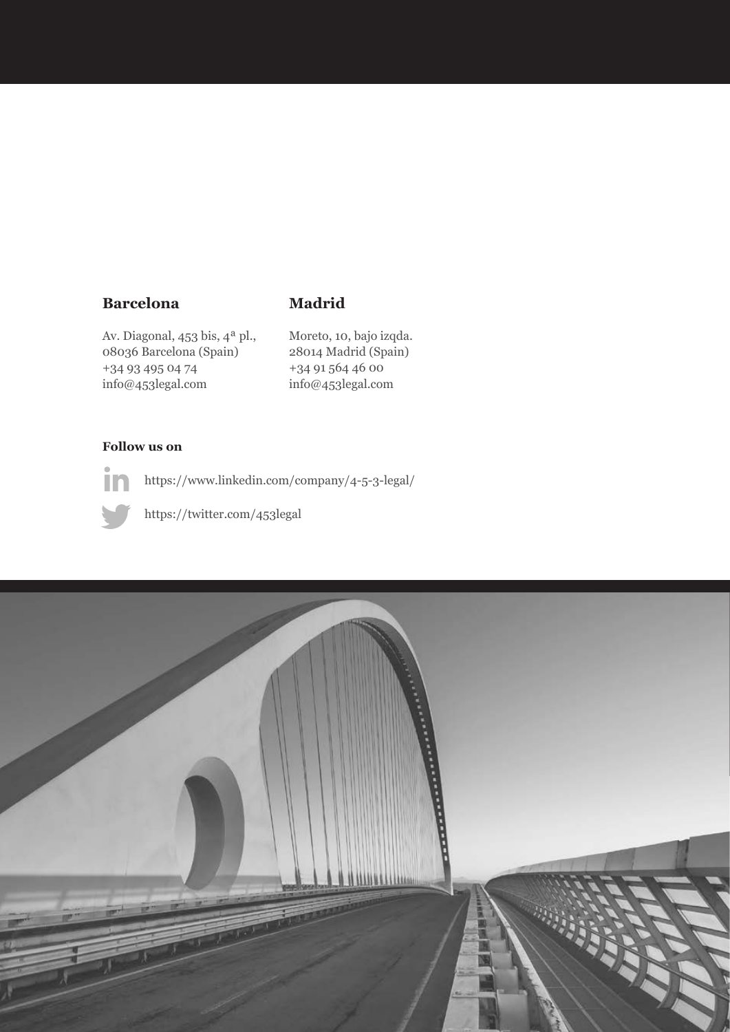**Barcelona**

Av. Diagonal, 453 bis, 4ª pl.,
08036 Barcelona (Spain)
+34 93 495 04 74
info@453legal.com

**Madrid**

Moreto, 10, bajo izqda.
28014 Madrid (Spain)
+34 91 564 46 00
info@453legal.com

**Follow us on**

https://www.linkedin.com/company/4-5-3-legal/

https://twitter.com/453legal